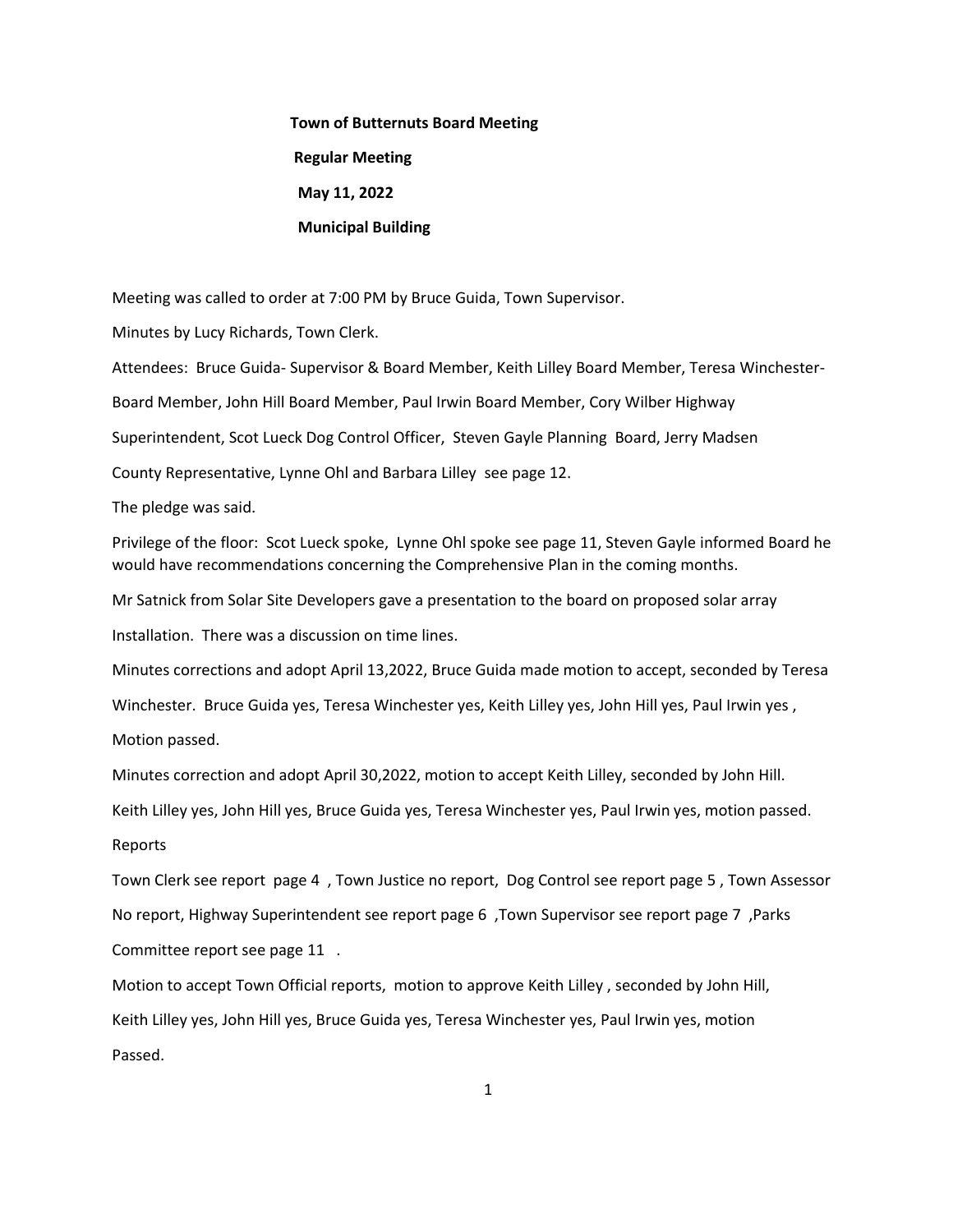**Town of Butternuts Board Meeting**

**Regular Meeting**

**May 11, 2022**

**Municipal Building**

Meeting was called to order at 7:00 PM by Bruce Guida, Town Supervisor.

Minutes by Lucy Richards, Town Clerk.

Attendees: Bruce Guida- Supervisor & Board Member, Keith Lilley Board Member, Teresa Winchester-Board Member, John Hill Board Member, Paul Irwin Board Member, Cory Wilber Highway Superintendent, Scot Lueck Dog Control Officer, Steven Gayle Planning Board, Jerry Madsen County Representative, Lynne Ohl and Barbara Lilley see page 12.

The pledge was said.

Privilege of the floor: Scot Lueck spoke, Lynne Ohl spoke see page 11, Steven Gayle informed Board he would have recommendations concerning the Comprehensive Plan in the coming months.

Mr Satnick from Solar Site Developers gave a presentation to the board on proposed solar array Installation. There was a discussion on time lines.

Minutes corrections and adopt April 13,2022, Bruce Guida made motion to accept, seconded by Teresa Winchester. Bruce Guida yes, Teresa Winchester yes, Keith Lilley yes, John Hill yes, Paul Irwin yes , Motion passed.

Minutes correction and adopt April 30,2022, motion to accept Keith Lilley, seconded by John Hill. Keith Lilley yes, John Hill yes, Bruce Guida yes, Teresa Winchester yes, Paul Irwin yes, motion passed.

Reports

Town Clerk see report page 4 , Town Justice no report, Dog Control see report page 5 , Town Assessor No report, Highway Superintendent see report page 6 ,Town Supervisor see report page 7 ,Parks Committee report see page 11 .

Motion to accept Town Official reports, motion to approve Keith Lilley , seconded by John Hill, Keith Lilley yes, John Hill yes, Bruce Guida yes, Teresa Winchester yes, Paul Irwin yes, motion Passed.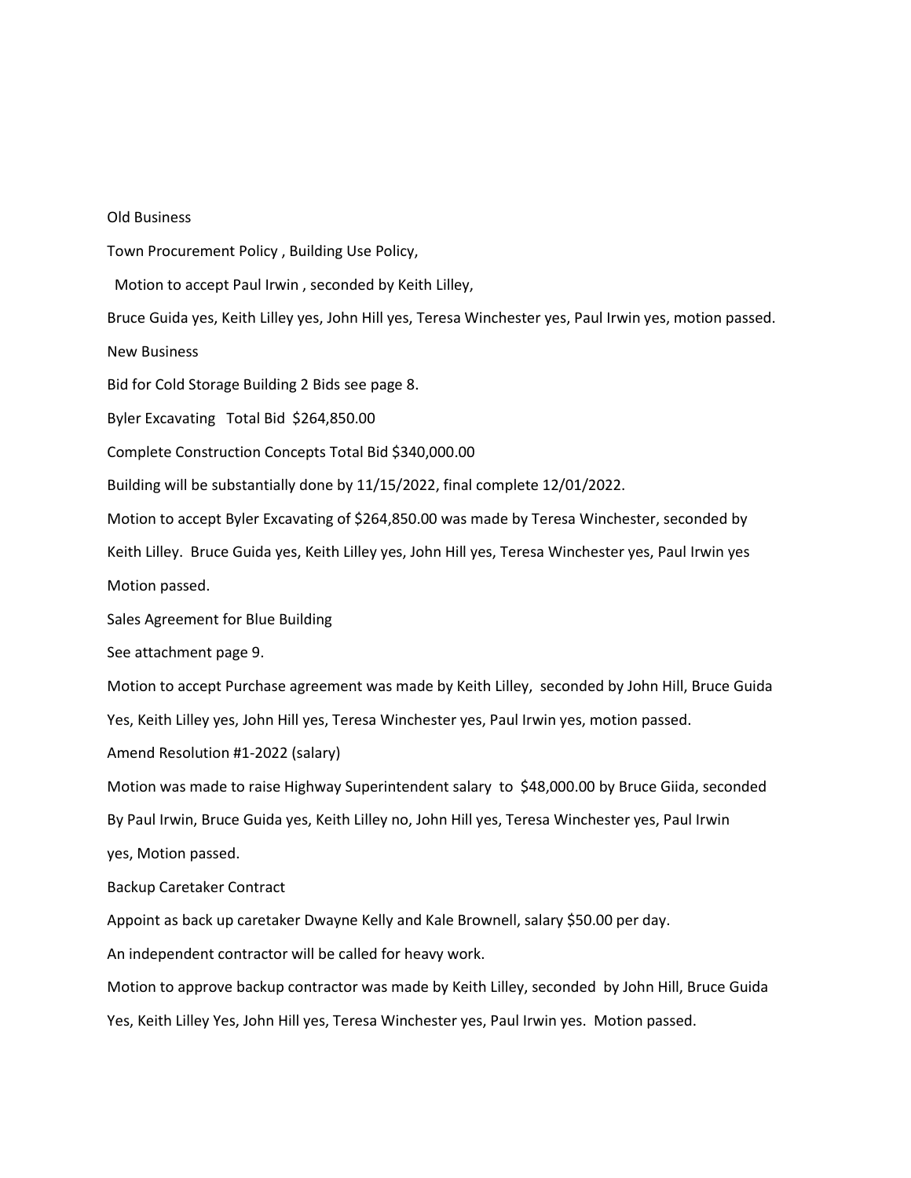Old Business

Town Procurement Policy , Building Use Policy,

Motion to accept Paul Irwin , seconded by Keith Lilley,

Bruce Guida yes, Keith Lilley yes, John Hill yes, Teresa Winchester yes, Paul Irwin yes, motion passed.

New Business

Bid for Cold Storage Building 2 Bids see page 8.

Byler Excavating Total Bid $264,850.00

Complete Construction Concepts Total Bid $340,000.00

Building will be substantially done by 11/15/2022, final complete 12/01/2022.

Motion to accept Byler Excavating of $264,850.00 was made by Teresa Winchester, seconded by Keith Lilley. Bruce Guida yes, Keith Lilley yes, John Hill yes, Teresa Winchester yes, Paul Irwin yes Motion passed.

Sales Agreement for Blue Building

See attachment page 9.

Motion to accept Purchase agreement was made by Keith Lilley, seconded by John Hill, Bruce Guida Yes, Keith Lilley yes, John Hill yes, Teresa Winchester yes, Paul Irwin yes, motion passed.

Amend Resolution #1-2022 (salary)

Motion was made to raise Highway Superintendent salary to $48,000.00 by Bruce Giida, seconded By Paul Irwin, Bruce Guida yes, Keith Lilley no, John Hill yes, Teresa Winchester yes, Paul Irwin yes, Motion passed.

Backup Caretaker Contract

Appoint as back up caretaker Dwayne Kelly and Kale Brownell, salary $50.00 per day.

An independent contractor will be called for heavy work.

Motion to approve backup contractor was made by Keith Lilley, seconded by John Hill, Bruce Guida Yes, Keith Lilley Yes, John Hill yes, Teresa Winchester yes, Paul Irwin yes. Motion passed.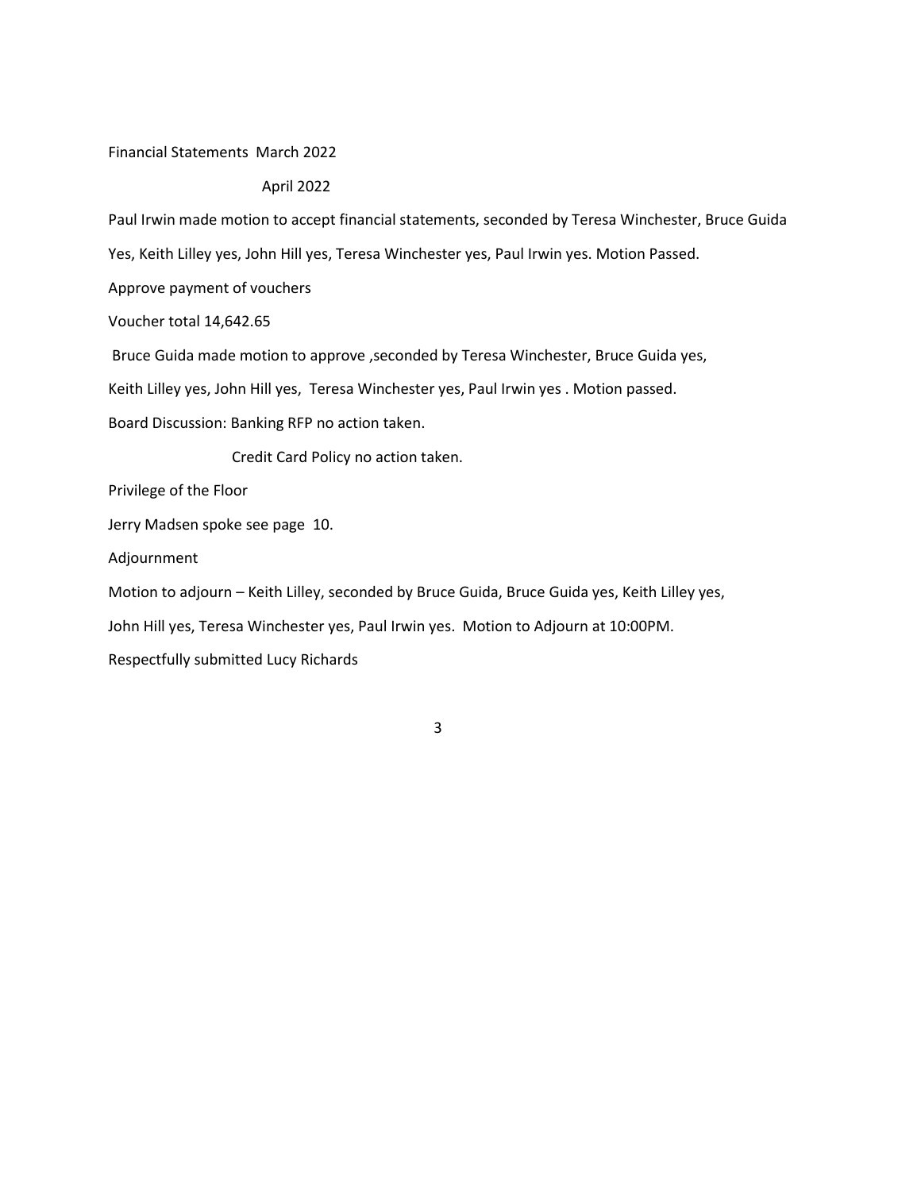Financial Statements March 2022

April 2022

Paul Irwin made motion to accept financial statements, seconded by Teresa Winchester, Bruce Guida Yes, Keith Lilley yes, John Hill yes, Teresa Winchester yes, Paul Irwin yes. Motion Passed.

Approve payment of vouchers

Voucher total 14,642.65

Bruce Guida made motion to approve ,seconded by Teresa Winchester, Bruce Guida yes, Keith Lilley yes, John Hill yes, Teresa Winchester yes, Paul Irwin yes . Motion passed.

Board Discussion: Banking RFP no action taken.

Credit Card Policy no action taken.

Privilege of the Floor

Jerry Madsen spoke see page 10.

Adjournment

Motion to adjourn – Keith Lilley, seconded by Bruce Guida, Bruce Guida yes, Keith Lilley yes, John Hill yes, Teresa Winchester yes, Paul Irwin yes. Motion to Adjourn at 10:00PM.

Respectfully submitted Lucy Richards